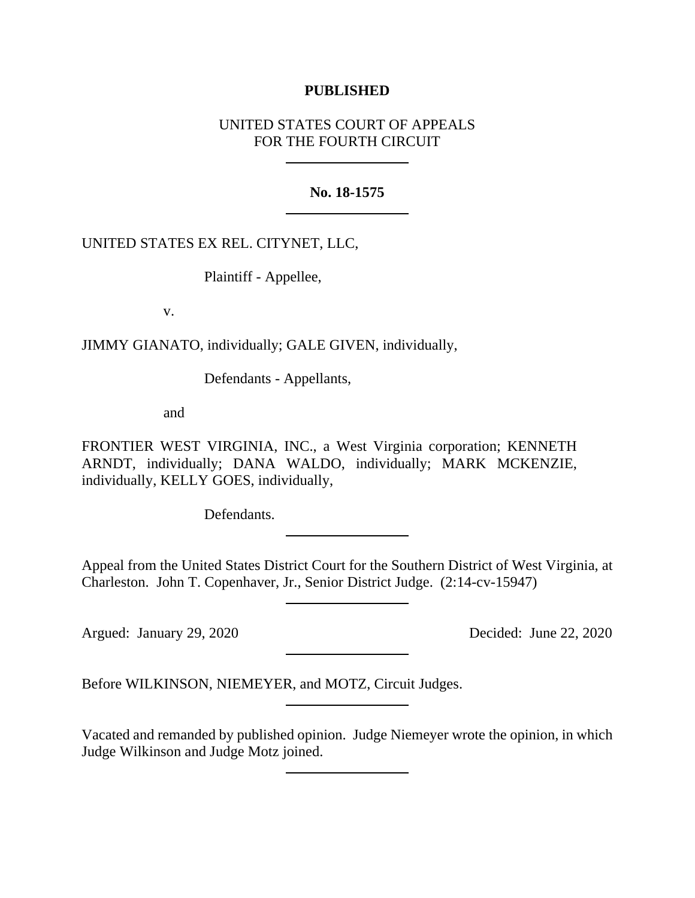**PUBLISHED**

UNITED STATES COURT OF APPEALS
FOR THE FOURTH CIRCUIT

---

**No. 18-1575**

---

UNITED STATES EX REL. CITYNET, LLC,

Plaintiff - Appellee,

v.

JIMMY GIANATO, individually; GALE GIVEN, individually,

Defendants - Appellants,

and

FRONTIER WEST VIRGINIA, INC., a West Virginia corporation; KENNETH ARNDT, individually; DANA WALDO, individually; MARK MCKENZIE, individually, KELLY GOES, individually,

Defendants.

---

Appeal from the United States District Court for the Southern District of West Virginia, at Charleston. John T. Copenhaver, Jr., Senior District Judge. (2:14-cv-15947)

---

Argued: January 29, 2020 Decided: June 22, 2020

---

Before WILKINSON, NIEMEYER, and MOTZ, Circuit Judges.

---

Vacated and remanded by published opinion. Judge Niemeyer wrote the opinion, in which Judge Wilkinson and Judge Motz joined.

---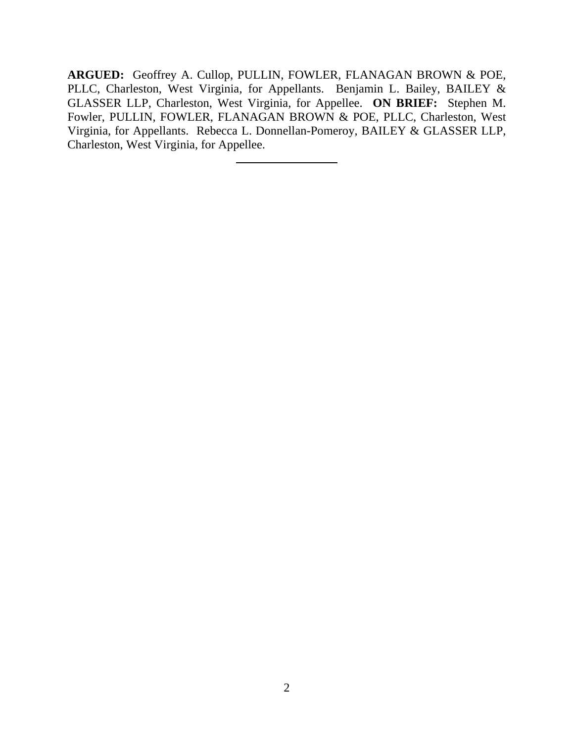**ARGUED:** Geoffrey A. Cullop, PULLIN, FOWLER, FLANAGAN BROWN & POE, PLLC, Charleston, West Virginia, for Appellants. Benjamin L. Bailey, BAILEY & GLASSER LLP, Charleston, West Virginia, for Appellee. **ON BRIEF:** Stephen M. Fowler, PULLIN, FOWLER, FLANAGAN BROWN & POE, PLLC, Charleston, West Virginia, for Appellants. Rebecca L. Donnellan-Pomeroy, BAILEY & GLASSER LLP, Charleston, West Virginia, for Appellee.

---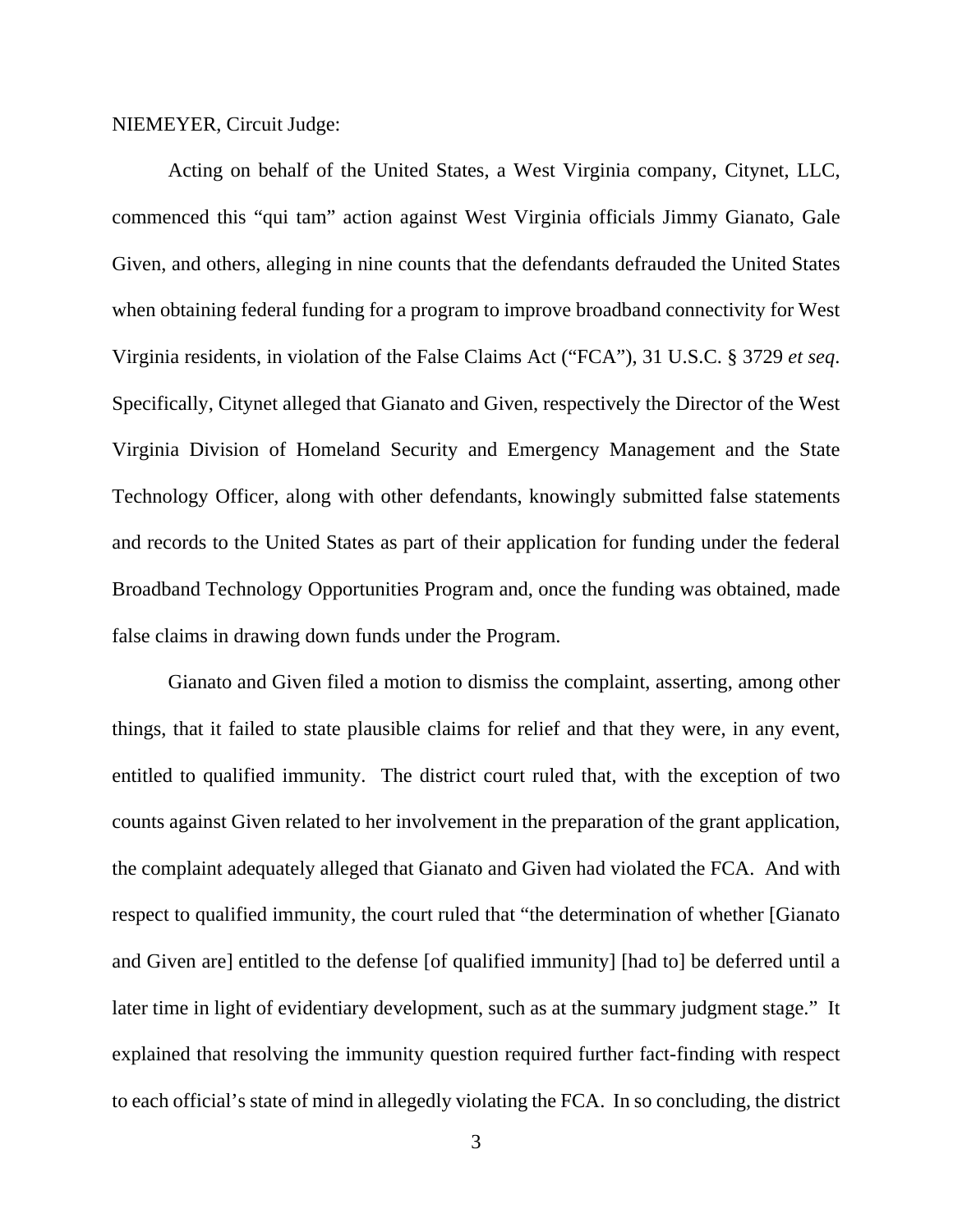NIEMEYER, Circuit Judge:

Acting on behalf of the United States, a West Virginia company, Citynet, LLC, commenced this "qui tam" action against West Virginia officials Jimmy Gianato, Gale Given, and others, alleging in nine counts that the defendants defrauded the United States when obtaining federal funding for a program to improve broadband connectivity for West Virginia residents, in violation of the False Claims Act ("FCA"), 31 U.S.C. § 3729 *et seq*. Specifically, Citynet alleged that Gianato and Given, respectively the Director of the West Virginia Division of Homeland Security and Emergency Management and the State Technology Officer, along with other defendants, knowingly submitted false statements and records to the United States as part of their application for funding under the federal Broadband Technology Opportunities Program and, once the funding was obtained, made false claims in drawing down funds under the Program.

Gianato and Given filed a motion to dismiss the complaint, asserting, among other things, that it failed to state plausible claims for relief and that they were, in any event, entitled to qualified immunity. The district court ruled that, with the exception of two counts against Given related to her involvement in the preparation of the grant application, the complaint adequately alleged that Gianato and Given had violated the FCA. And with respect to qualified immunity, the court ruled that "the determination of whether [Gianato and Given are] entitled to the defense [of qualified immunity] [had to] be deferred until a later time in light of evidentiary development, such as at the summary judgment stage." It explained that resolving the immunity question required further fact-finding with respect to each official's state of mind in allegedly violating the FCA. In so concluding, the district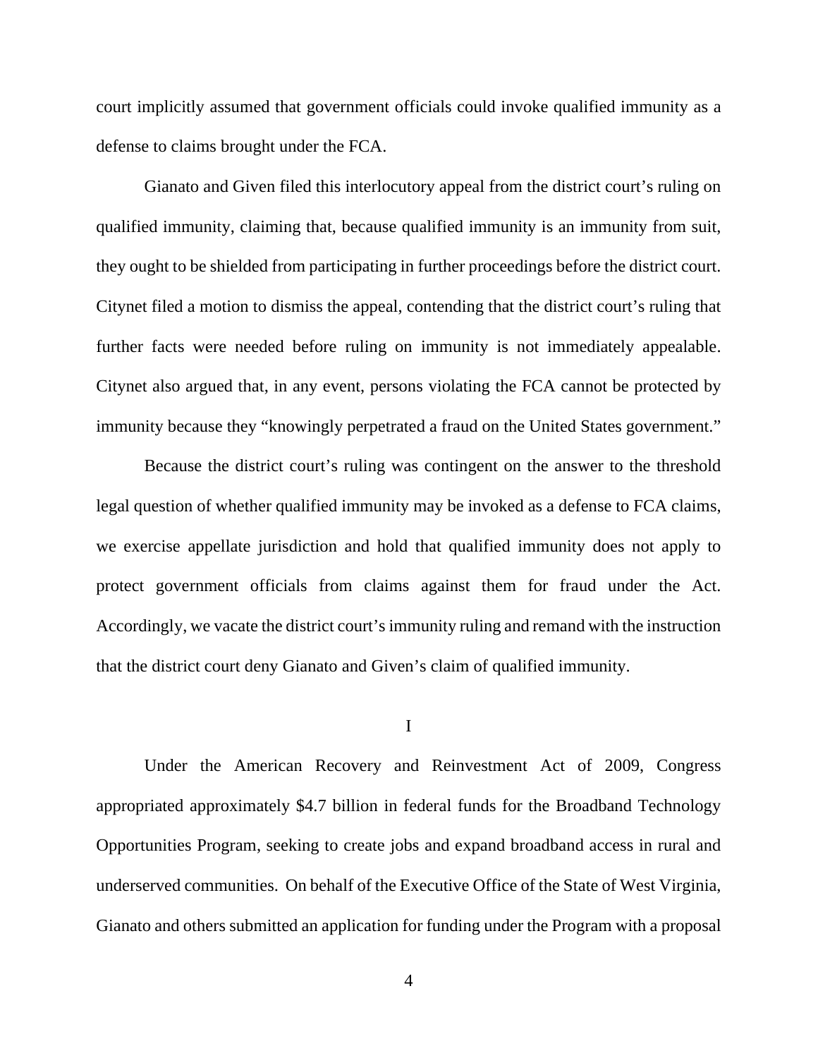court implicitly assumed that government officials could invoke qualified immunity as a defense to claims brought under the FCA.

Gianato and Given filed this interlocutory appeal from the district court's ruling on qualified immunity, claiming that, because qualified immunity is an immunity from suit, they ought to be shielded from participating in further proceedings before the district court. Citynet filed a motion to dismiss the appeal, contending that the district court's ruling that further facts were needed before ruling on immunity is not immediately appealable. Citynet also argued that, in any event, persons violating the FCA cannot be protected by immunity because they "knowingly perpetrated a fraud on the United States government."

Because the district court's ruling was contingent on the answer to the threshold legal question of whether qualified immunity may be invoked as a defense to FCA claims, we exercise appellate jurisdiction and hold that qualified immunity does not apply to protect government officials from claims against them for fraud under the Act. Accordingly, we vacate the district court's immunity ruling and remand with the instruction that the district court deny Gianato and Given's claim of qualified immunity.

## I

Under the American Recovery and Reinvestment Act of 2009, Congress appropriated approximately $4.7 billion in federal funds for the Broadband Technology Opportunities Program, seeking to create jobs and expand broadband access in rural and underserved communities. On behalf of the Executive Office of the State of West Virginia, Gianato and others submitted an application for funding under the Program with a proposal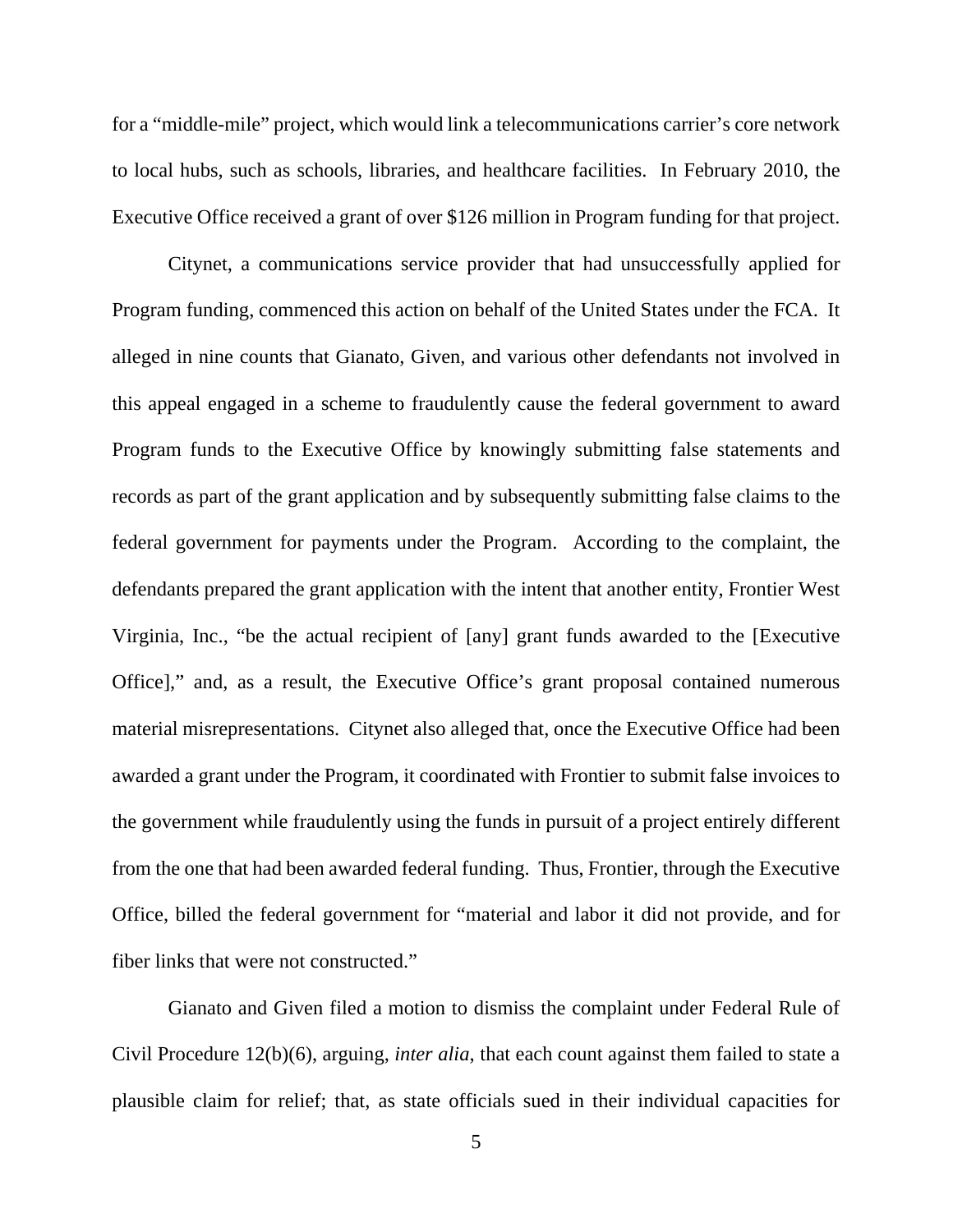for a "middle-mile" project, which would link a telecommunications carrier's core network to local hubs, such as schools, libraries, and healthcare facilities. In February 2010, the Executive Office received a grant of over $126 million in Program funding for that project.

Citynet, a communications service provider that had unsuccessfully applied for Program funding, commenced this action on behalf of the United States under the FCA. It alleged in nine counts that Gianato, Given, and various other defendants not involved in this appeal engaged in a scheme to fraudulently cause the federal government to award Program funds to the Executive Office by knowingly submitting false statements and records as part of the grant application and by subsequently submitting false claims to the federal government for payments under the Program. According to the complaint, the defendants prepared the grant application with the intent that another entity, Frontier West Virginia, Inc., "be the actual recipient of [any] grant funds awarded to the [Executive Office]," and, as a result, the Executive Office's grant proposal contained numerous material misrepresentations. Citynet also alleged that, once the Executive Office had been awarded a grant under the Program, it coordinated with Frontier to submit false invoices to the government while fraudulently using the funds in pursuit of a project entirely different from the one that had been awarded federal funding. Thus, Frontier, through the Executive Office, billed the federal government for "material and labor it did not provide, and for fiber links that were not constructed."

Gianato and Given filed a motion to dismiss the complaint under Federal Rule of Civil Procedure 12(b)(6), arguing, *inter alia*, that each count against them failed to state a plausible claim for relief; that, as state officials sued in their individual capacities for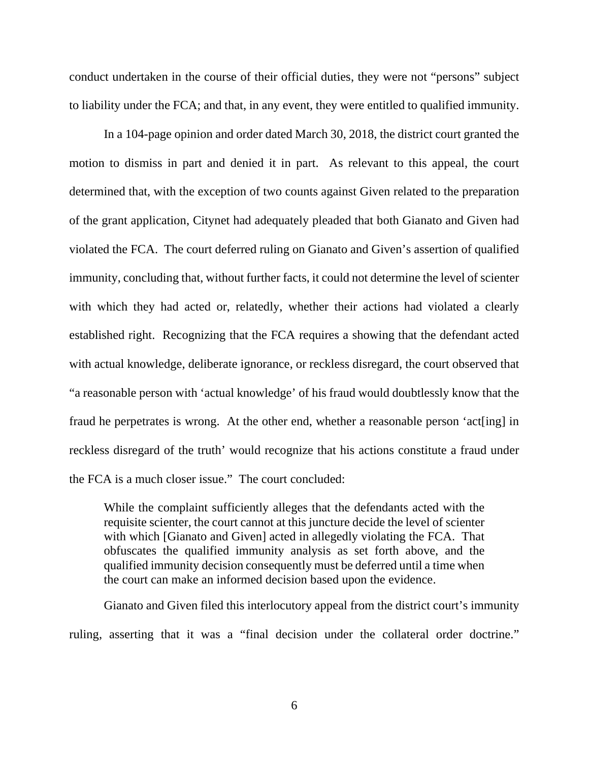conduct undertaken in the course of their official duties, they were not "persons" subject to liability under the FCA; and that, in any event, they were entitled to qualified immunity.

In a 104-page opinion and order dated March 30, 2018, the district court granted the motion to dismiss in part and denied it in part. As relevant to this appeal, the court determined that, with the exception of two counts against Given related to the preparation of the grant application, Citynet had adequately pleaded that both Gianato and Given had violated the FCA. The court deferred ruling on Gianato and Given's assertion of qualified immunity, concluding that, without further facts, it could not determine the level of scienter with which they had acted or, relatedly, whether their actions had violated a clearly established right. Recognizing that the FCA requires a showing that the defendant acted with actual knowledge, deliberate ignorance, or reckless disregard, the court observed that "a reasonable person with 'actual knowledge' of his fraud would doubtlessly know that the fraud he perpetrates is wrong. At the other end, whether a reasonable person 'act[ing] in reckless disregard of the truth' would recognize that his actions constitute a fraud under the FCA is a much closer issue." The court concluded:

> While the complaint sufficiently alleges that the defendants acted with the requisite scienter, the court cannot at this juncture decide the level of scienter with which [Gianato and Given] acted in allegedly violating the FCA. That obfuscates the qualified immunity analysis as set forth above, and the qualified immunity decision consequently must be deferred until a time when the court can make an informed decision based upon the evidence.

Gianato and Given filed this interlocutory appeal from the district court's immunity ruling, asserting that it was a "final decision under the collateral order doctrine."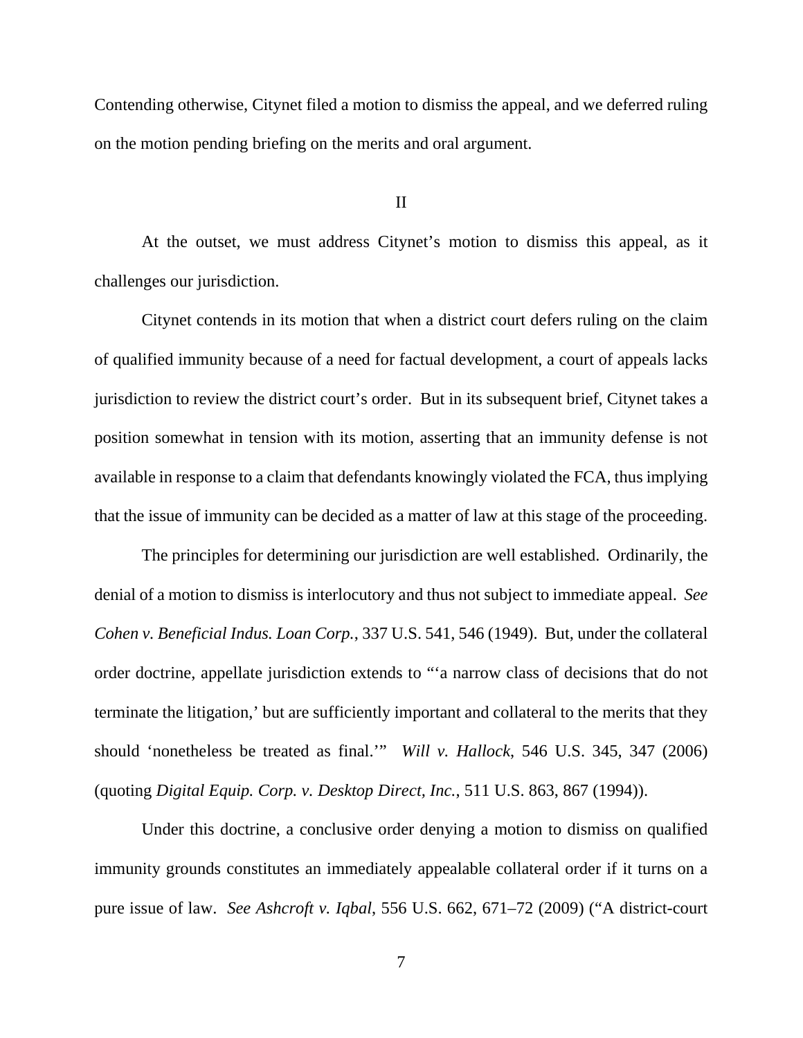Contending otherwise, Citynet filed a motion to dismiss the appeal, and we deferred ruling on the motion pending briefing on the merits and oral argument.

## II

At the outset, we must address Citynet's motion to dismiss this appeal, as it challenges our jurisdiction.

Citynet contends in its motion that when a district court defers ruling on the claim of qualified immunity because of a need for factual development, a court of appeals lacks jurisdiction to review the district court's order. But in its subsequent brief, Citynet takes a position somewhat in tension with its motion, asserting that an immunity defense is not available in response to a claim that defendants knowingly violated the FCA, thus implying that the issue of immunity can be decided as a matter of law at this stage of the proceeding.

The principles for determining our jurisdiction are well established. Ordinarily, the denial of a motion to dismiss is interlocutory and thus not subject to immediate appeal. *See Cohen v. Beneficial Indus. Loan Corp.*, 337 U.S. 541, 546 (1949). But, under the collateral order doctrine, appellate jurisdiction extends to "'a narrow class of decisions that do not terminate the litigation,' but are sufficiently important and collateral to the merits that they should 'nonetheless be treated as final.'" *Will v. Hallock*, 546 U.S. 345, 347 (2006) (quoting *Digital Equip. Corp. v. Desktop Direct, Inc.*, 511 U.S. 863, 867 (1994)).

Under this doctrine, a conclusive order denying a motion to dismiss on qualified immunity grounds constitutes an immediately appealable collateral order if it turns on a pure issue of law. *See Ashcroft v. Iqbal*, 556 U.S. 662, 671–72 (2009) ("A district-court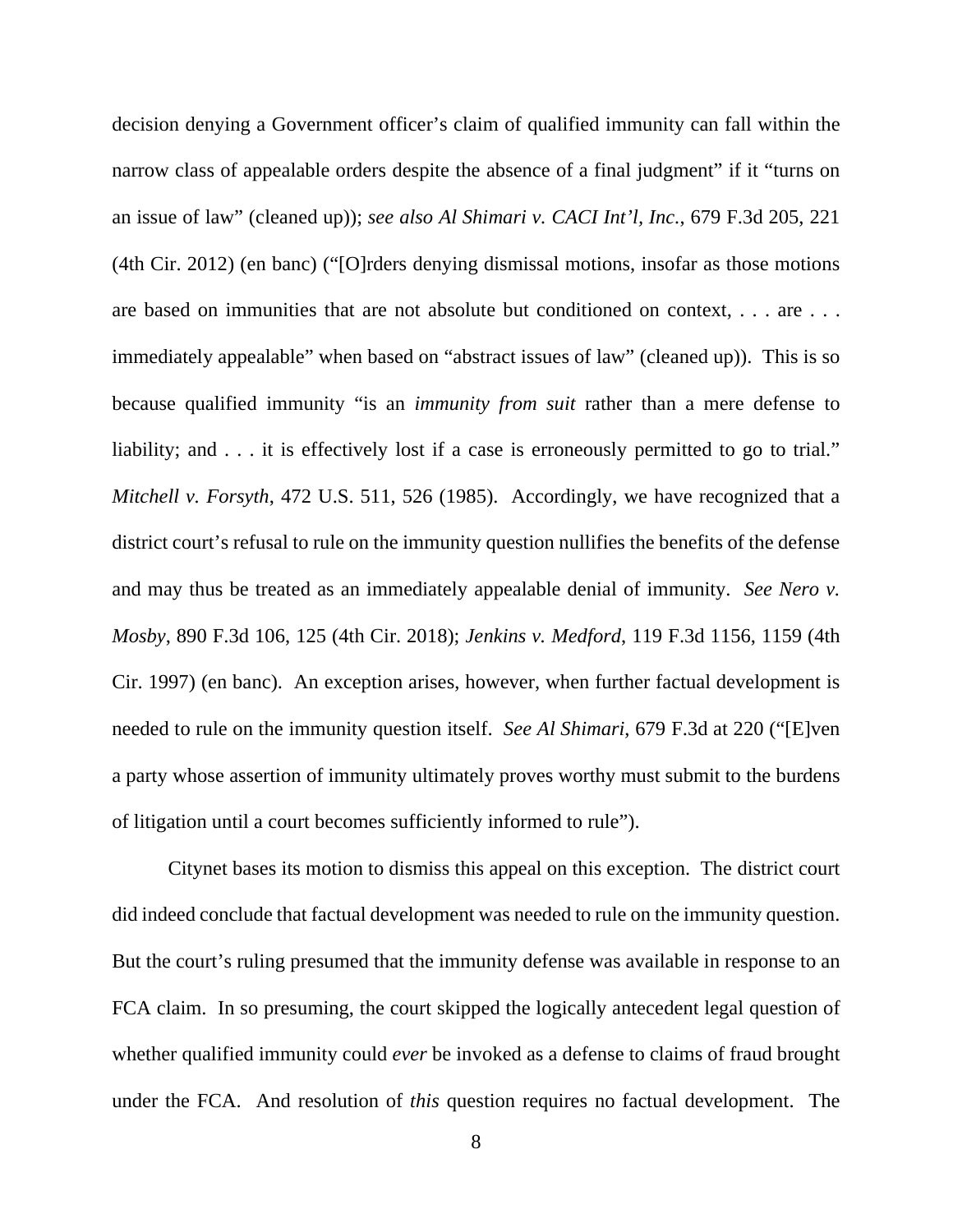decision denying a Government officer's claim of qualified immunity can fall within the narrow class of appealable orders despite the absence of a final judgment" if it "turns on an issue of law" (cleaned up)); *see also Al Shimari v. CACI Int'l, Inc.*, 679 F.3d 205, 221 (4th Cir. 2012) (en banc) ("[O]rders denying dismissal motions, insofar as those motions are based on immunities that are not absolute but conditioned on context, . . . are . . . immediately appealable" when based on "abstract issues of law" (cleaned up)). This is so because qualified immunity "is an *immunity from suit* rather than a mere defense to liability; and . . . it is effectively lost if a case is erroneously permitted to go to trial." *Mitchell v. Forsyth*, 472 U.S. 511, 526 (1985). Accordingly, we have recognized that a district court's refusal to rule on the immunity question nullifies the benefits of the defense and may thus be treated as an immediately appealable denial of immunity. *See Nero v. Mosby*, 890 F.3d 106, 125 (4th Cir. 2018); *Jenkins v. Medford*, 119 F.3d 1156, 1159 (4th Cir. 1997) (en banc). An exception arises, however, when further factual development is needed to rule on the immunity question itself. *See Al Shimari*, 679 F.3d at 220 ("[E]ven a party whose assertion of immunity ultimately proves worthy must submit to the burdens of litigation until a court becomes sufficiently informed to rule").

Citynet bases its motion to dismiss this appeal on this exception. The district court did indeed conclude that factual development was needed to rule on the immunity question. But the court's ruling presumed that the immunity defense was available in response to an FCA claim. In so presuming, the court skipped the logically antecedent legal question of whether qualified immunity could *ever* be invoked as a defense to claims of fraud brought under the FCA. And resolution of *this* question requires no factual development. The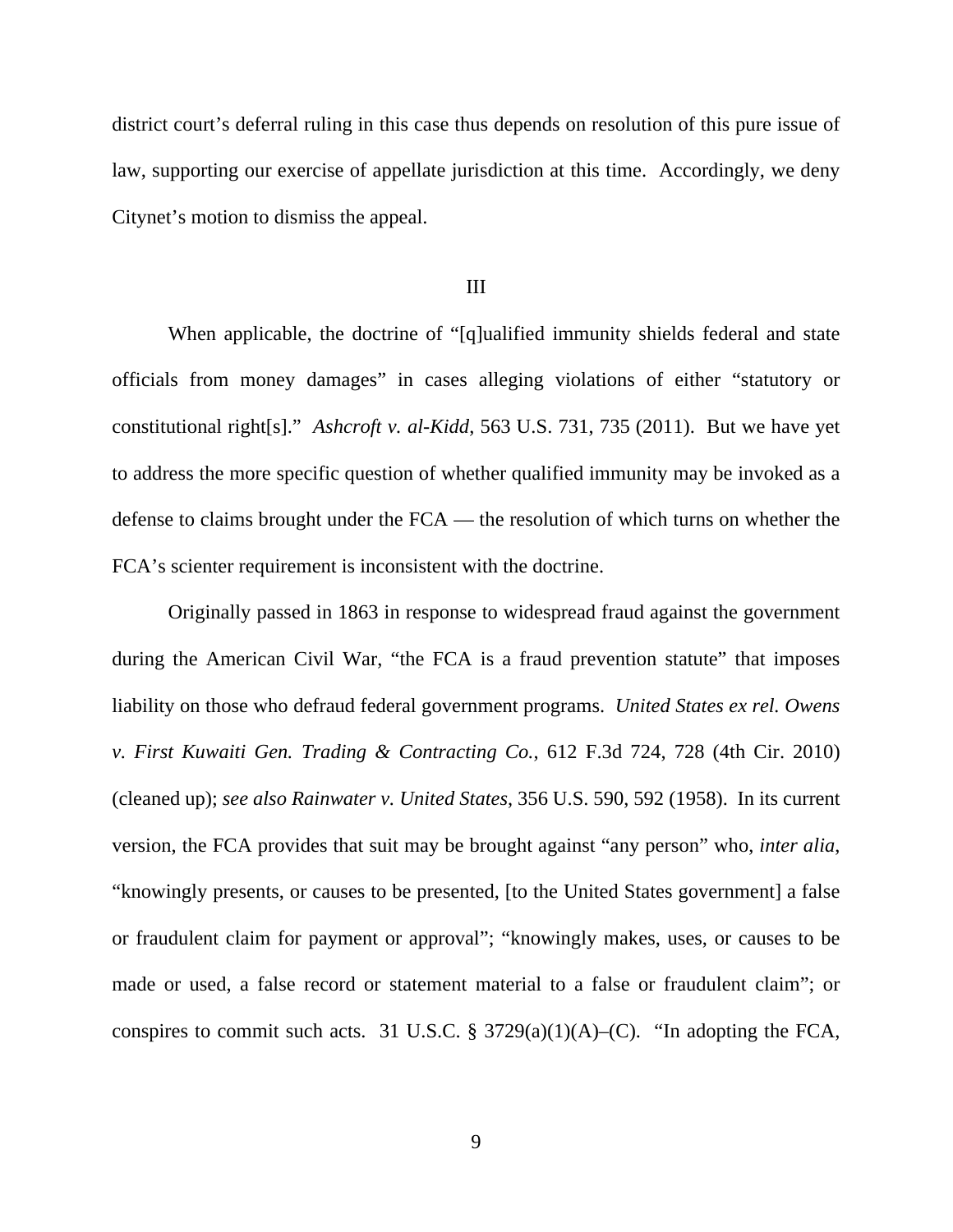district court's deferral ruling in this case thus depends on resolution of this pure issue of law, supporting our exercise of appellate jurisdiction at this time. Accordingly, we deny Citynet's motion to dismiss the appeal.

III

When applicable, the doctrine of "[q]ualified immunity shields federal and state officials from money damages" in cases alleging violations of either "statutory or constitutional right[s]." *Ashcroft v. al-Kidd*, 563 U.S. 731, 735 (2011). But we have yet to address the more specific question of whether qualified immunity may be invoked as a defense to claims brought under the FCA — the resolution of which turns on whether the FCA's scienter requirement is inconsistent with the doctrine.

Originally passed in 1863 in response to widespread fraud against the government during the American Civil War, "the FCA is a fraud prevention statute" that imposes liability on those who defraud federal government programs. *United States ex rel. Owens v. First Kuwaiti Gen. Trading & Contracting Co.*, 612 F.3d 724, 728 (4th Cir. 2010) (cleaned up); *see also Rainwater v. United States*, 356 U.S. 590, 592 (1958). In its current version, the FCA provides that suit may be brought against "any person" who, *inter alia*, "knowingly presents, or causes to be presented, [to the United States government] a false or fraudulent claim for payment or approval"; "knowingly makes, uses, or causes to be made or used, a false record or statement material to a false or fraudulent claim"; or conspires to commit such acts. 31 U.S.C. § 3729(a)(1)(A)–(C). "In adopting the FCA,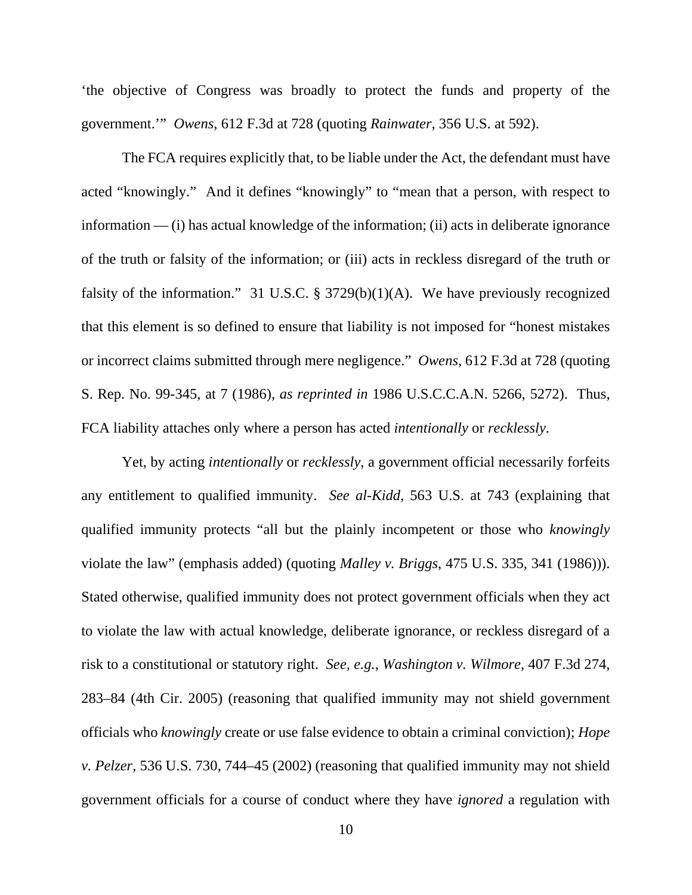'the objective of Congress was broadly to protect the funds and property of the government.'" *Owens*, 612 F.3d at 728 (quoting *Rainwater*, 356 U.S. at 592).

The FCA requires explicitly that, to be liable under the Act, the defendant must have acted "knowingly." And it defines "knowingly" to "mean that a person, with respect to information — (i) has actual knowledge of the information; (ii) acts in deliberate ignorance of the truth or falsity of the information; or (iii) acts in reckless disregard of the truth or falsity of the information." 31 U.S.C. § 3729(b)(1)(A). We have previously recognized that this element is so defined to ensure that liability is not imposed for "honest mistakes or incorrect claims submitted through mere negligence." *Owens*, 612 F.3d at 728 (quoting S. Rep. No. 99-345, at 7 (1986), *as reprinted in* 1986 U.S.C.C.A.N. 5266, 5272). Thus, FCA liability attaches only where a person has acted *intentionally* or *recklessly*.

Yet, by acting *intentionally* or *recklessly*, a government official necessarily forfeits any entitlement to qualified immunity. *See al-Kidd*, 563 U.S. at 743 (explaining that qualified immunity protects "all but the plainly incompetent or those who *knowingly* violate the law" (emphasis added) (quoting *Malley v. Briggs*, 475 U.S. 335, 341 (1986))). Stated otherwise, qualified immunity does not protect government officials when they act to violate the law with actual knowledge, deliberate ignorance, or reckless disregard of a risk to a constitutional or statutory right. *See, e.g.*, *Washington v. Wilmore*, 407 F.3d 274, 283–84 (4th Cir. 2005) (reasoning that qualified immunity may not shield government officials who *knowingly* create or use false evidence to obtain a criminal conviction); *Hope v. Pelzer*, 536 U.S. 730, 744–45 (2002) (reasoning that qualified immunity may not shield government officials for a course of conduct where they have *ignored* a regulation with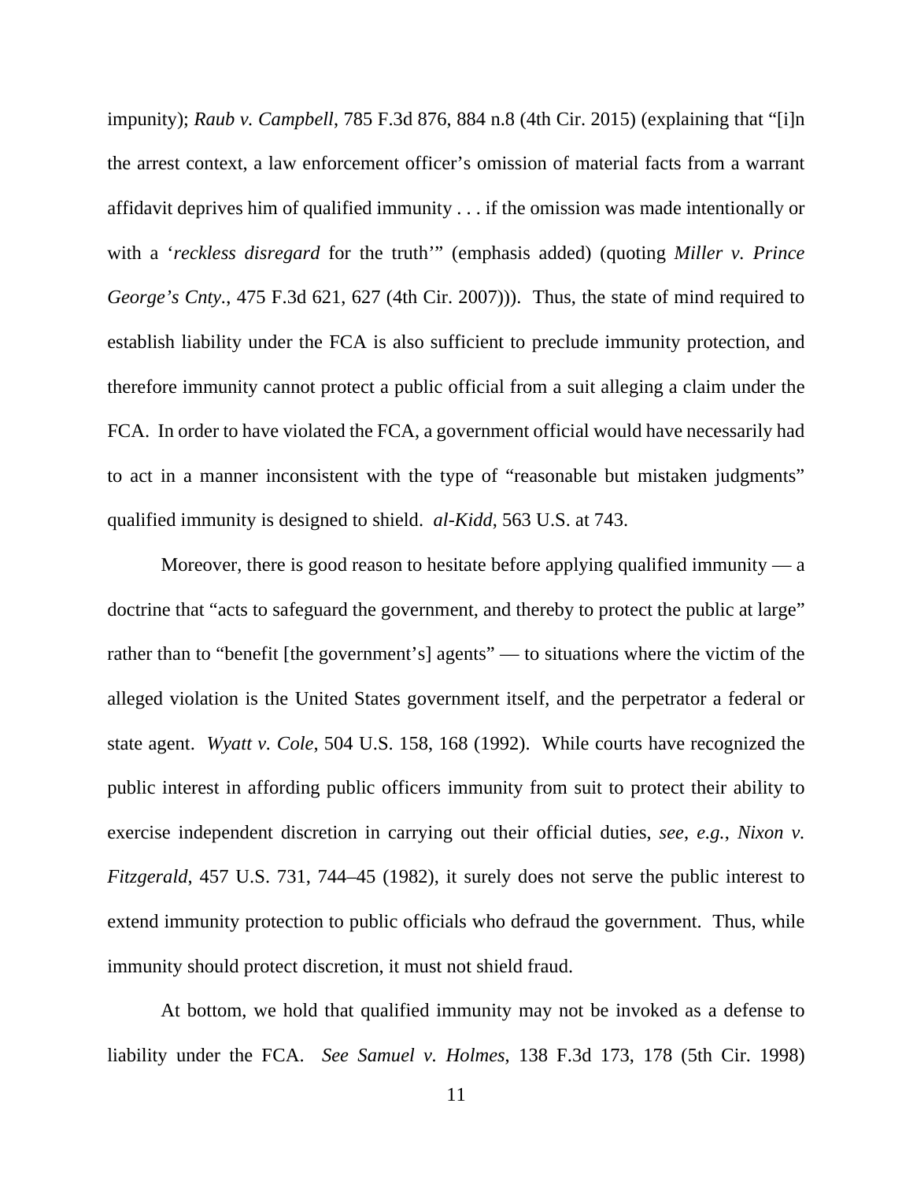impunity); *Raub v. Campbell*, 785 F.3d 876, 884 n.8 (4th Cir. 2015) (explaining that "[i]n the arrest context, a law enforcement officer's omission of material facts from a warrant affidavit deprives him of qualified immunity . . . if the omission was made intentionally or with a '*reckless disregard* for the truth'" (emphasis added) (quoting *Miller v. Prince George's Cnty.*, 475 F.3d 621, 627 (4th Cir. 2007))). Thus, the state of mind required to establish liability under the FCA is also sufficient to preclude immunity protection, and therefore immunity cannot protect a public official from a suit alleging a claim under the FCA. In order to have violated the FCA, a government official would have necessarily had to act in a manner inconsistent with the type of "reasonable but mistaken judgments" qualified immunity is designed to shield. *al-Kidd*, 563 U.S. at 743.

Moreover, there is good reason to hesitate before applying qualified immunity — a doctrine that "acts to safeguard the government, and thereby to protect the public at large" rather than to "benefit [the government's] agents" — to situations where the victim of the alleged violation is the United States government itself, and the perpetrator a federal or state agent. *Wyatt v. Cole*, 504 U.S. 158, 168 (1992). While courts have recognized the public interest in affording public officers immunity from suit to protect their ability to exercise independent discretion in carrying out their official duties, *see, e.g.*, *Nixon v. Fitzgerald*, 457 U.S. 731, 744–45 (1982), it surely does not serve the public interest to extend immunity protection to public officials who defraud the government. Thus, while immunity should protect discretion, it must not shield fraud.

At bottom, we hold that qualified immunity may not be invoked as a defense to liability under the FCA. *See Samuel v. Holmes*, 138 F.3d 173, 178 (5th Cir. 1998)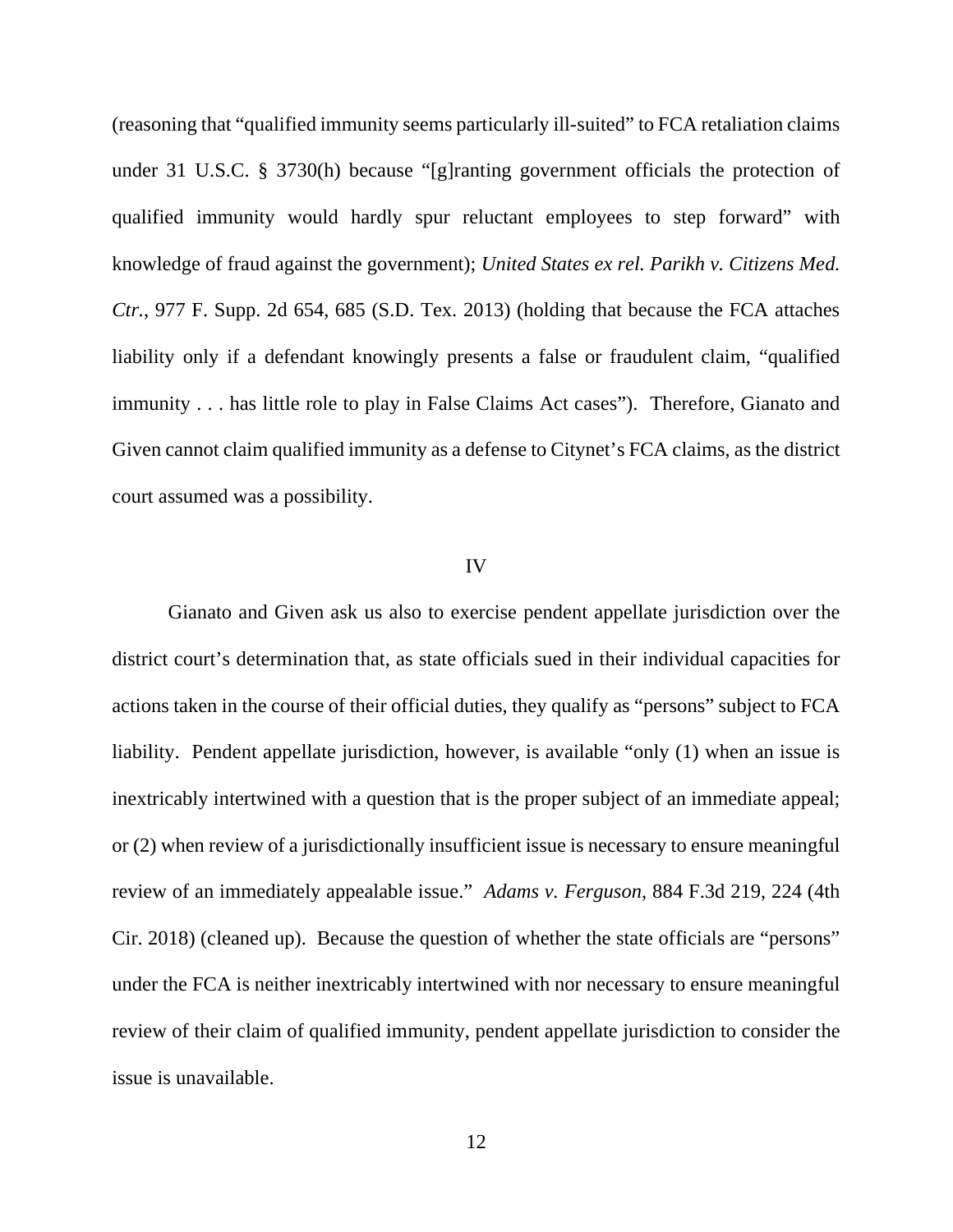(reasoning that "qualified immunity seems particularly ill-suited" to FCA retaliation claims under 31 U.S.C. § 3730(h) because "[g]ranting government officials the protection of qualified immunity would hardly spur reluctant employees to step forward" with knowledge of fraud against the government); *United States ex rel. Parikh v. Citizens Med. Ctr.*, 977 F. Supp. 2d 654, 685 (S.D. Tex. 2013) (holding that because the FCA attaches liability only if a defendant knowingly presents a false or fraudulent claim, "qualified immunity . . . has little role to play in False Claims Act cases"). Therefore, Gianato and Given cannot claim qualified immunity as a defense to Citynet's FCA claims, as the district court assumed was a possibility.

## IV

Gianato and Given ask us also to exercise pendent appellate jurisdiction over the district court's determination that, as state officials sued in their individual capacities for actions taken in the course of their official duties, they qualify as "persons" subject to FCA liability. Pendent appellate jurisdiction, however, is available "only (1) when an issue is inextricably intertwined with a question that is the proper subject of an immediate appeal; or (2) when review of a jurisdictionally insufficient issue is necessary to ensure meaningful review of an immediately appealable issue." *Adams v. Ferguson*, 884 F.3d 219, 224 (4th Cir. 2018) (cleaned up). Because the question of whether the state officials are "persons" under the FCA is neither inextricably intertwined with nor necessary to ensure meaningful review of their claim of qualified immunity, pendent appellate jurisdiction to consider the issue is unavailable.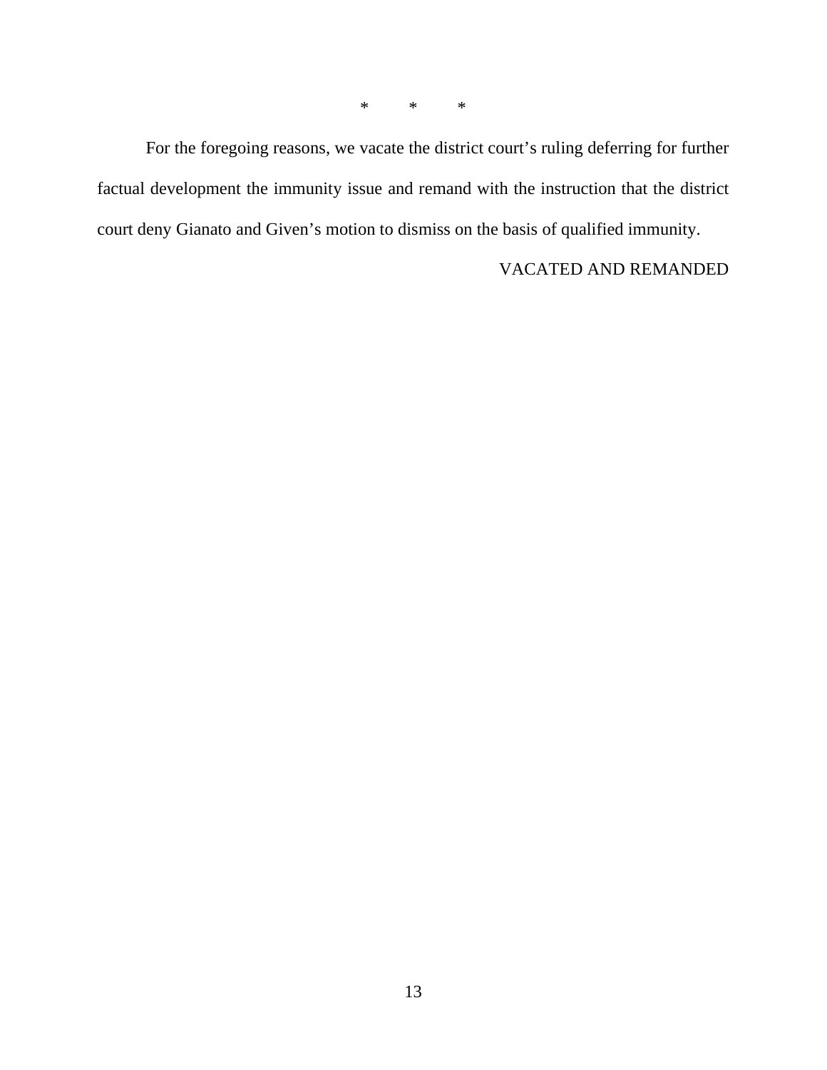\*　\*　\*

For the foregoing reasons, we vacate the district court's ruling deferring for further factual development the immunity issue and remand with the instruction that the district court deny Gianato and Given's motion to dismiss on the basis of qualified immunity.

VACATED AND REMANDED